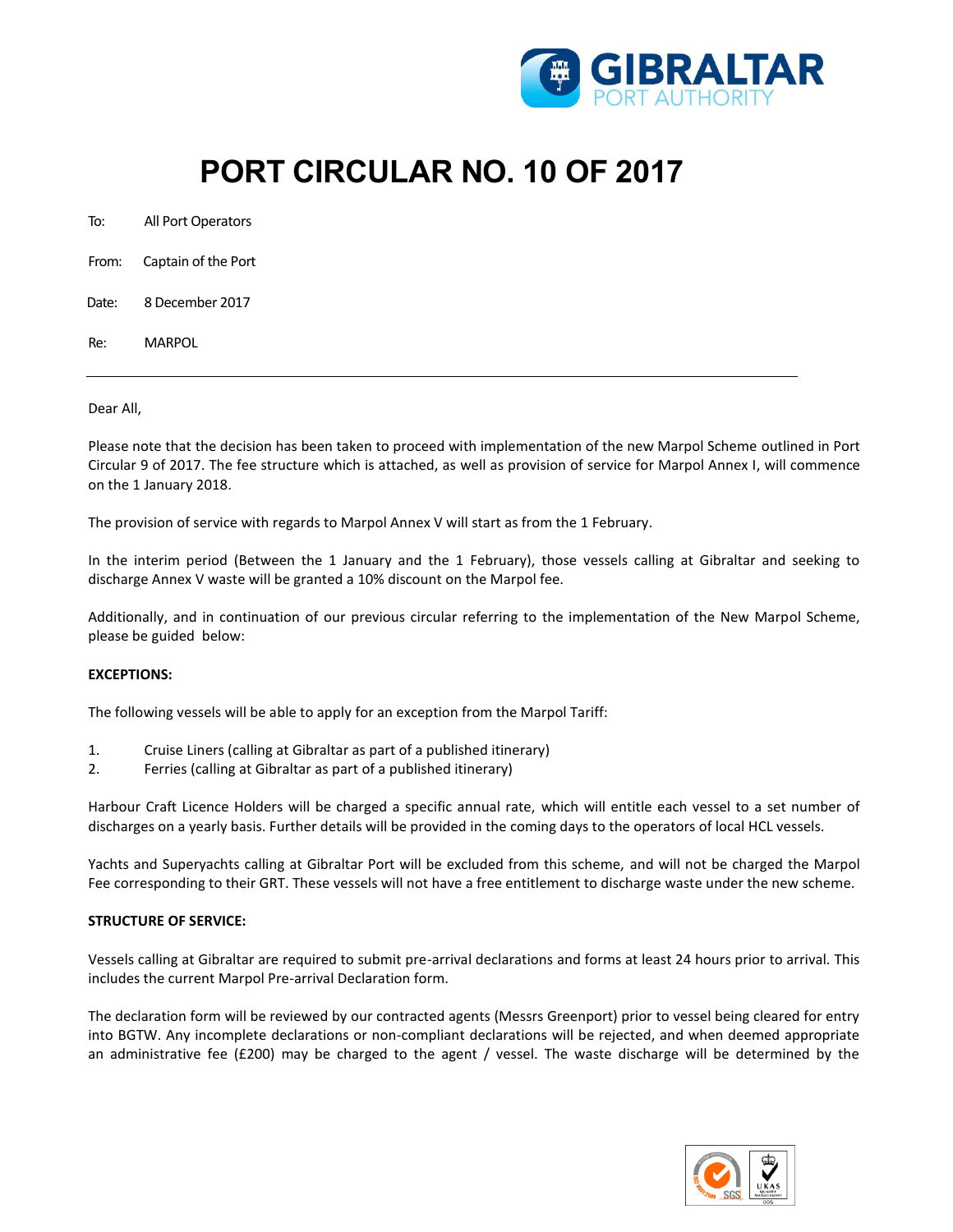# PORT CIRCULAR NO. 10 OF 2017

To: All Port Operators

From: Captain of the Port

Date: 8 December 2017

Re: MARPOL

---

Dear All,

Please note that the decision has been taken to proceed with implementation of the new Marpol Scheme outlined in Port Circular 9 of 2017. The fee structure which is attached, as well as provision of service for Marpol Annex I, will commence on the 1 January 2018.

The provision of service with regards to Marpol Annex V will start as from the 1 February.

In the interim period (Between the 1 January and the 1 February), those vessels calling at Gibraltar and seeking to discharge Annex V waste will be granted a 10% discount on the Marpol fee.

Additionally, and in continuation of our previous circular referring to the implementation of the New Marpol Scheme, please be guided below:

**EXCEPTIONS:**

The following vessels will be able to apply for an exception from the Marpol Tariff:

1. Cruise Liners (calling at Gibraltar as part of a published itinerary)
2. Ferries (calling at Gibraltar as part of a published itinerary)

Harbour Craft Licence Holders will be charged a specific annual rate, which will entitle each vessel to a set number of discharges on a yearly basis. Further details will be provided in the coming days to the operators of local HCL vessels.

Yachts and Superyachts calling at Gibraltar Port will be excluded from this scheme, and will not be charged the Marpol Fee corresponding to their GRT. These vessels will not have a free entitlement to discharge waste under the new scheme.

**STRUCTURE OF SERVICE:**

Vessels calling at Gibraltar are required to submit pre-arrival declarations and forms at least 24 hours prior to arrival. This includes the current Marpol Pre-arrival Declaration form.

The declaration form will be reviewed by our contracted agents (Messrs Greenport) prior to vessel being cleared for entry into BGTW. Any incomplete declarations or non-compliant declarations will be rejected, and when deemed appropriate an administrative fee (£200) may be charged to the agent / vessel. The waste discharge will be determined by the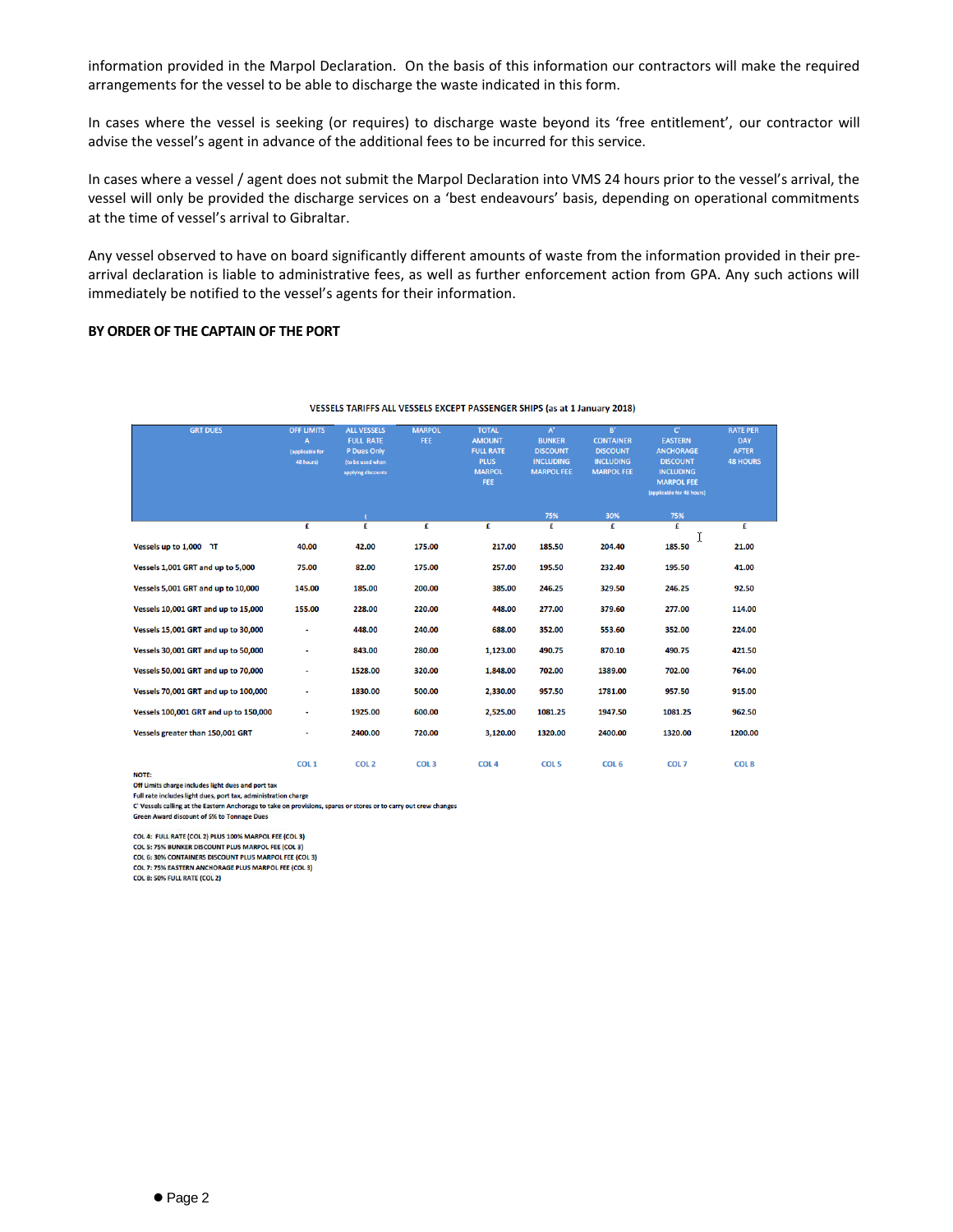information provided in the Marpol Declaration. On the basis of this information our contractors will make the required arrangements for the vessel to be able to discharge the waste indicated in this form.

In cases where the vessel is seeking (or requires) to discharge waste beyond its 'free entitlement', our contractor will advise the vessel's agent in advance of the additional fees to be incurred for this service.

In cases where a vessel / agent does not submit the Marpol Declaration into VMS 24 hours prior to the vessel's arrival, the vessel will only be provided the discharge services on a 'best endeavours' basis, depending on operational commitments at the time of vessel's arrival to Gibraltar.

Any vessel observed to have on board significantly different amounts of waste from the information provided in their pre-arrival declaration is liable to administrative fees, as well as further enforcement action from GPA. Any such actions will immediately be notified to the vessel's agents for their information.

**BY ORDER OF THE CAPTAIN OF THE PORT**

**VESSELS TARIFFS ALL VESSELS EXCEPT PASSENGER SHIPS (as at 1 January 2018)**

| GRT DUES | OFF LIMITS A (applicable for 48 hours) | ALL VESSELS FULL RATE P Dues Only (to be used when applying discounts) | MARPOL FEE | TOTAL AMOUNT FULL RATE PLUS MARPOL FEE | A' BUNKER DISCOUNT INCLUDING MARPOL FEE 75% | B' CONTAINER DISCOUNT INCLUDING MARPOL FEE 30% | C' EASTERN ANCHORAGE DISCOUNT INCLUDING MARPOL FEE (applicable for 48 hours) 75% | RATE PER DAY AFTER 48 HOURS |
|---|---|---|---|---|---|---|---|---|
| | £ | £ | £ | £ | £ | £ | £ | £ |
| Vessels up to 1,000 GRT | 40.00 | 42.00 | 175.00 | 217.00 | 185.50 | 204.40 | 185.50 | 21.00 |
| Vessels 1,001 GRT and up to 5,000 | 75.00 | 82.00 | 175.00 | 257.00 | 195.50 | 232.40 | 195.50 | 41.00 |
| Vessels 5,001 GRT and up to 10,000 | 145.00 | 185.00 | 200.00 | 385.00 | 246.25 | 329.50 | 246.25 | 92.50 |
| Vessels 10,001 GRT and up to 15,000 | 155.00 | 228.00 | 220.00 | 448.00 | 277.00 | 379.60 | 277.00 | 114.00 |
| Vessels 15,001 GRT and up to 30,000 | - | 448.00 | 240.00 | 688.00 | 352.00 | 553.60 | 352.00 | 224.00 |
| Vessels 30,001 GRT and up to 50,000 | - | 843.00 | 280.00 | 1,123.00 | 490.75 | 870.10 | 490.75 | 421.50 |
| Vessels 50,001 GRT and up to 70,000 | - | 1528.00 | 320.00 | 1,848.00 | 702.00 | 1389.00 | 702.00 | 764.00 |
| Vessels 70,001 GRT and up to 100,000 | - | 1830.00 | 500.00 | 2,330.00 | 957.50 | 1781.00 | 957.50 | 915.00 |
| Vessels 100,001 GRT and up to 150,000 | - | 1925.00 | 600.00 | 2,525.00 | 1081.25 | 1947.50 | 1081.25 | 962.50 |
| Vessels greater than 150,001 GRT | - | 2400.00 | 720.00 | 3,120.00 | 1320.00 | 2400.00 | 1320.00 | 1200.00 |
| | COL 1 | COL 2 | COL 3 | COL 4 | COL 5 | COL 6 | COL 7 | COL 8 |

NOTE:
Off Limits charge includes light dues and port tax
Full rate includes light dues, port tax, administration charge
C' Vessels calling at the Eastern Anchorage to take on provisions, spares or stores or to carry out crew changes
Green Award discount of 5% to Tonnage Dues

COL 4: FULL RATE (COL 2) PLUS 100% MARPOL FEE (COL 3)
COL 5: 75% BUNKER DISCOUNT PLUS MARPOL FEE (COL 3)
COL 6: 30% CONTAINERS DISCOUNT PLUS MARPOL FEE (COL 3)
COL 7: 75% EASTERN ANCHORAGE PLUS MARPOL FEE (COL 3)
COL 8: 50% FULL RATE (COL 2)